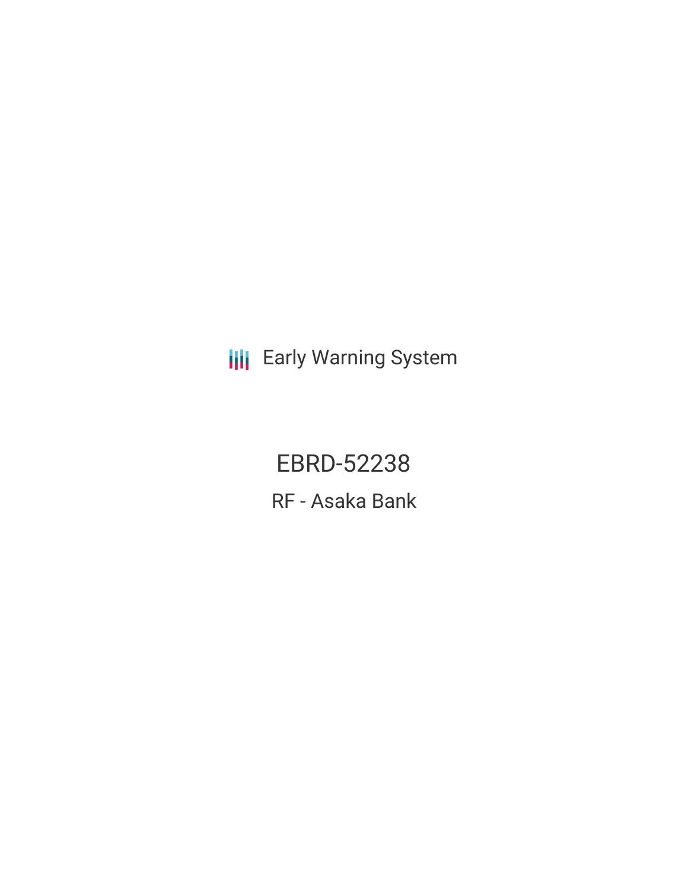Early Warning System

# EBRD-52238

## RF - Asaka Bank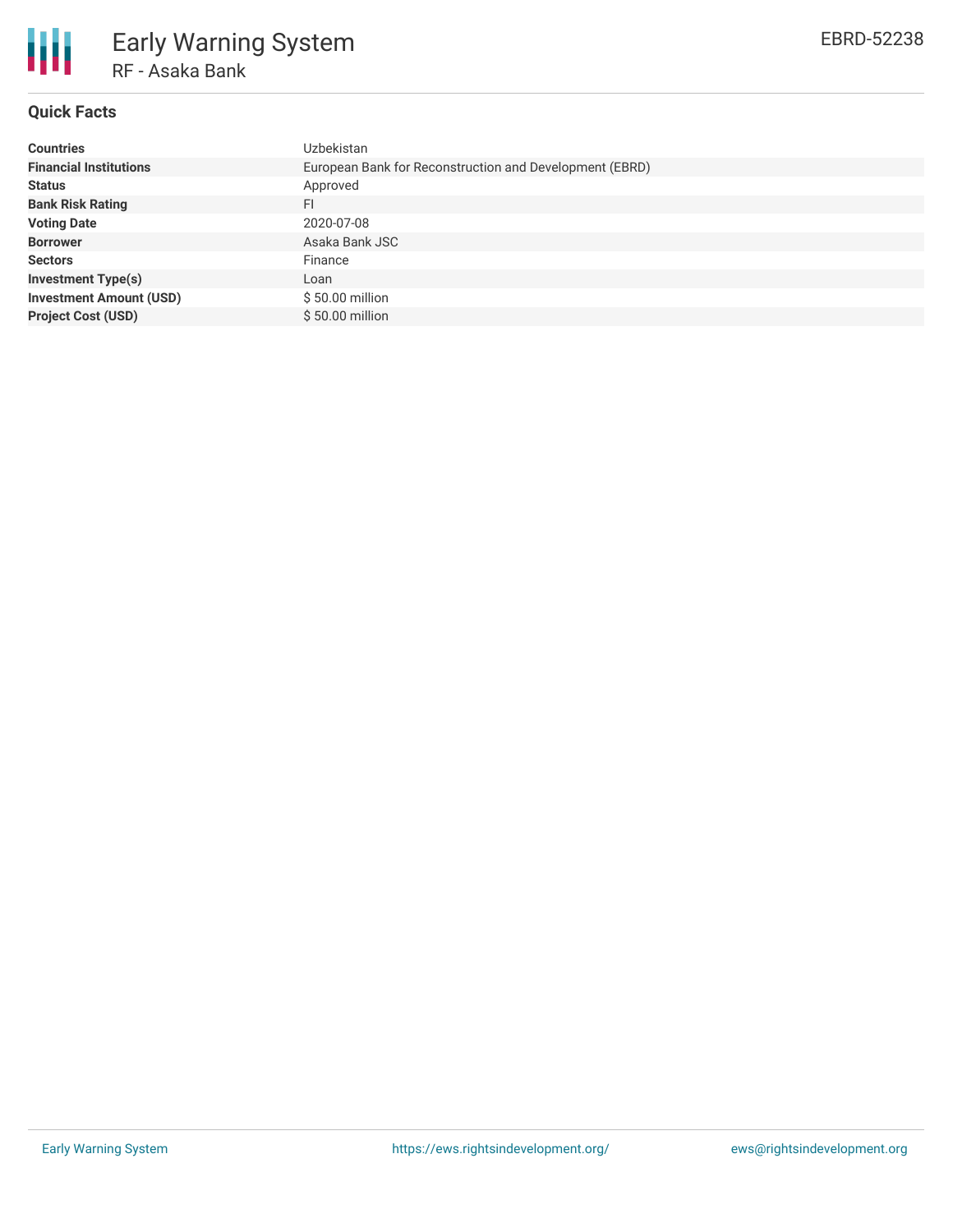# Early Warning System

## RF - Asaka Bank

EBRD-52238

### Quick Facts

| | |
|---|---|
| **Countries** | Uzbekistan |
| **Financial Institutions** | European Bank for Reconstruction and Development (EBRD) |
| **Status** | Approved |
| **Bank Risk Rating** | FI |
| **Voting Date** | 2020-07-08 |
| **Borrower** | Asaka Bank JSC |
| **Sectors** | Finance |
| **Investment Type(s)** | Loan |
| **Investment Amount (USD)** | $ 50.00 million |
| **Project Cost (USD)** | $ 50.00 million |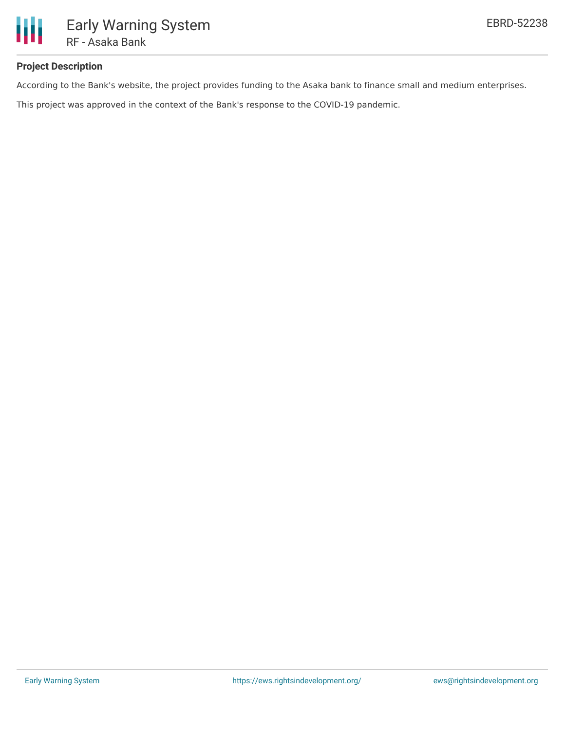# Early Warning System

## RF - Asaka Bank

EBRD-52238

### Project Description

According to the Bank's website, the project provides funding to the Asaka bank to finance small and medium enterprises.

This project was approved in the context of the Bank's response to the COVID-19 pandemic.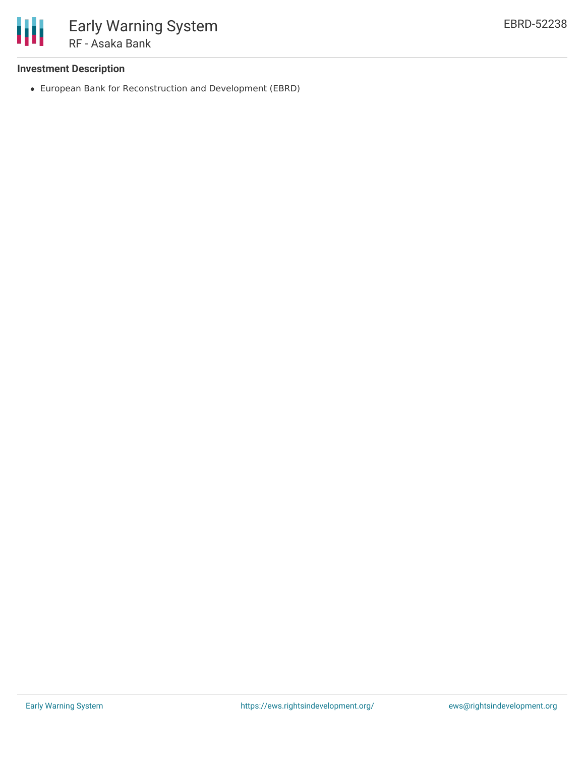### Investment Description

- European Bank for Reconstruction and Development (EBRD)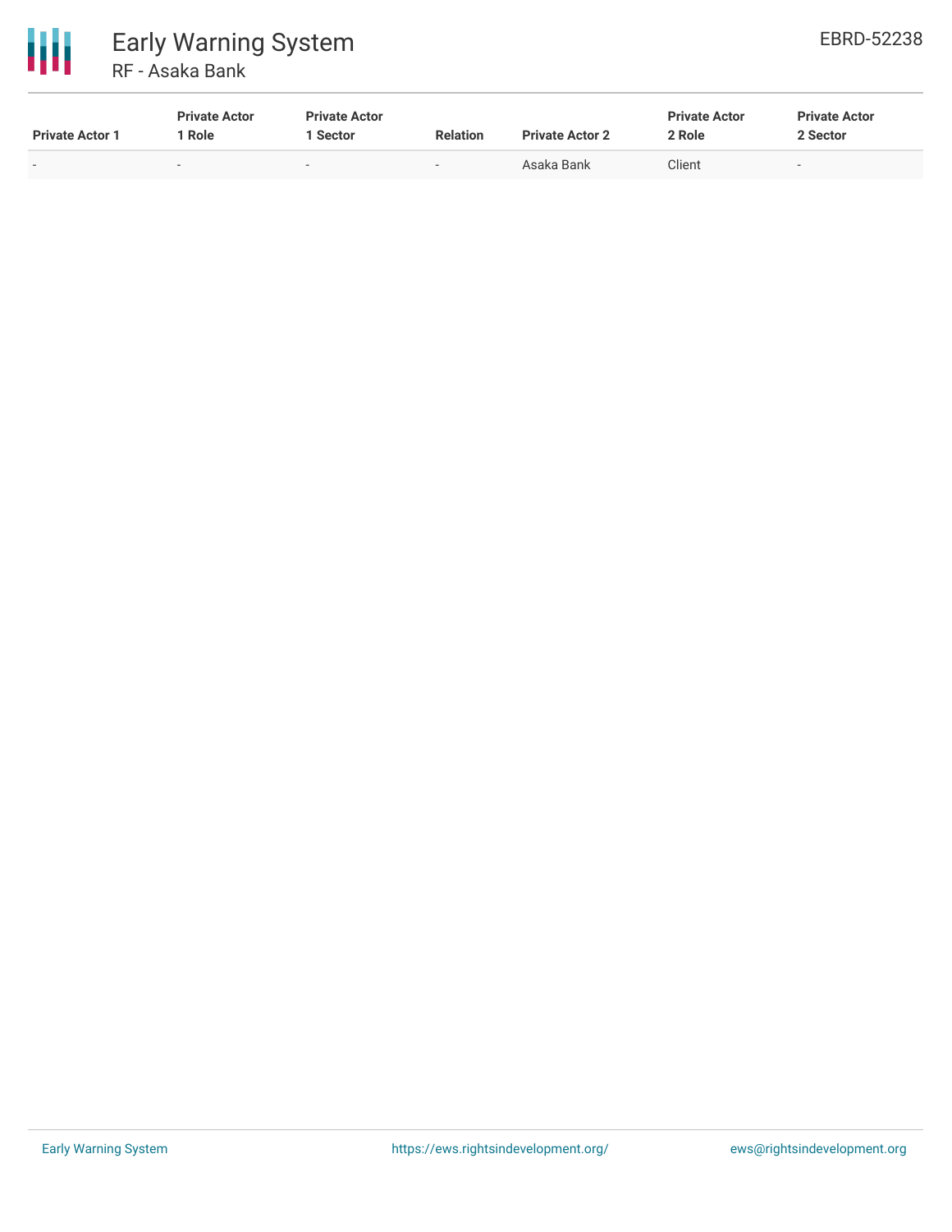| Private Actor 1 | Private Actor 1 Role | Private Actor 1 Sector | Relation | Private Actor 2 | Private Actor 2 Role | Private Actor 2 Sector |
|---|---|---|---|---|---|---|
| - | - | - | - | Asaka Bank | Client | - |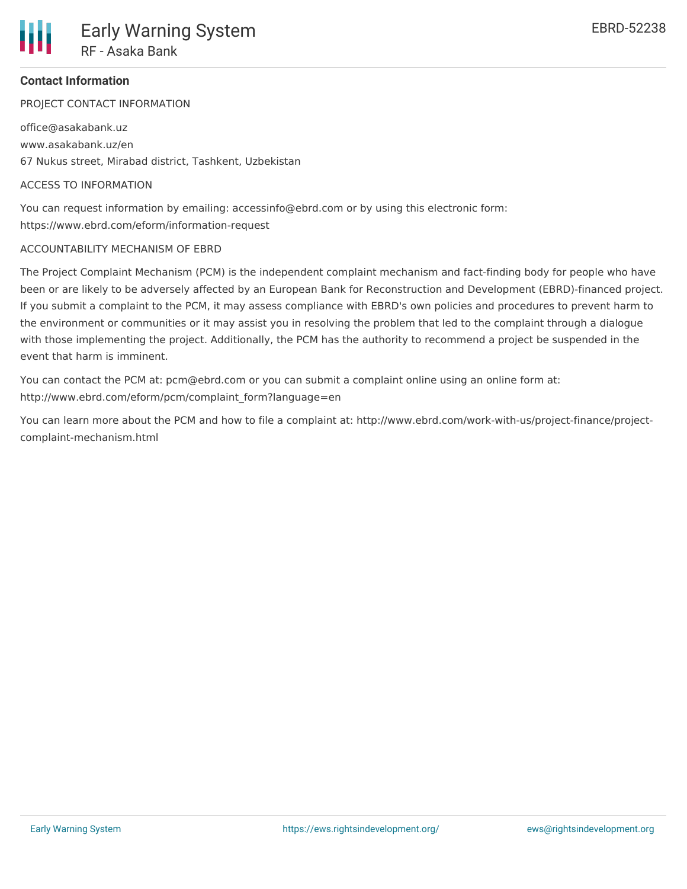## Contact Information

PROJECT CONTACT INFORMATION

office@asakabank.uz
www.asakabank.uz/en
67 Nukus street, Mirabad district, Tashkent, Uzbekistan

ACCESS TO INFORMATION

You can request information by emailing: accessinfo@ebrd.com or by using this electronic form: https://www.ebrd.com/eform/information-request

ACCOUNTABILITY MECHANISM OF EBRD

The Project Complaint Mechanism (PCM) is the independent complaint mechanism and fact-finding body for people who have been or are likely to be adversely affected by an European Bank for Reconstruction and Development (EBRD)-financed project. If you submit a complaint to the PCM, it may assess compliance with EBRD's own policies and procedures to prevent harm to the environment or communities or it may assist you in resolving the problem that led to the complaint through a dialogue with those implementing the project. Additionally, the PCM has the authority to recommend a project be suspended in the event that harm is imminent.

You can contact the PCM at: pcm@ebrd.com or you can submit a complaint online using an online form at: http://www.ebrd.com/eform/pcm/complaint_form?language=en

You can learn more about the PCM and how to file a complaint at: http://www.ebrd.com/work-with-us/project-finance/project-complaint-mechanism.html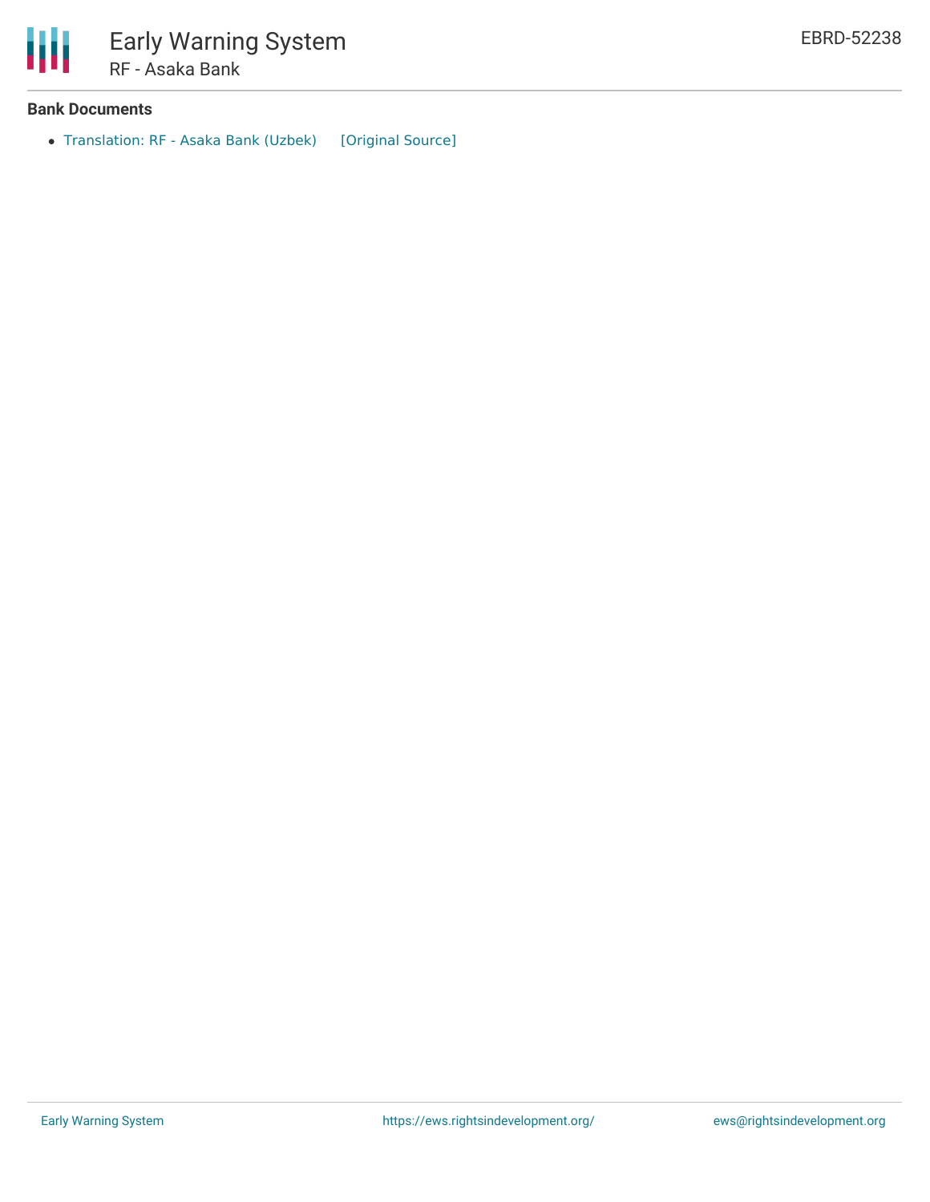**Bank Documents**

- Translation: RF - Asaka Bank (Uzbek) [Original Source]